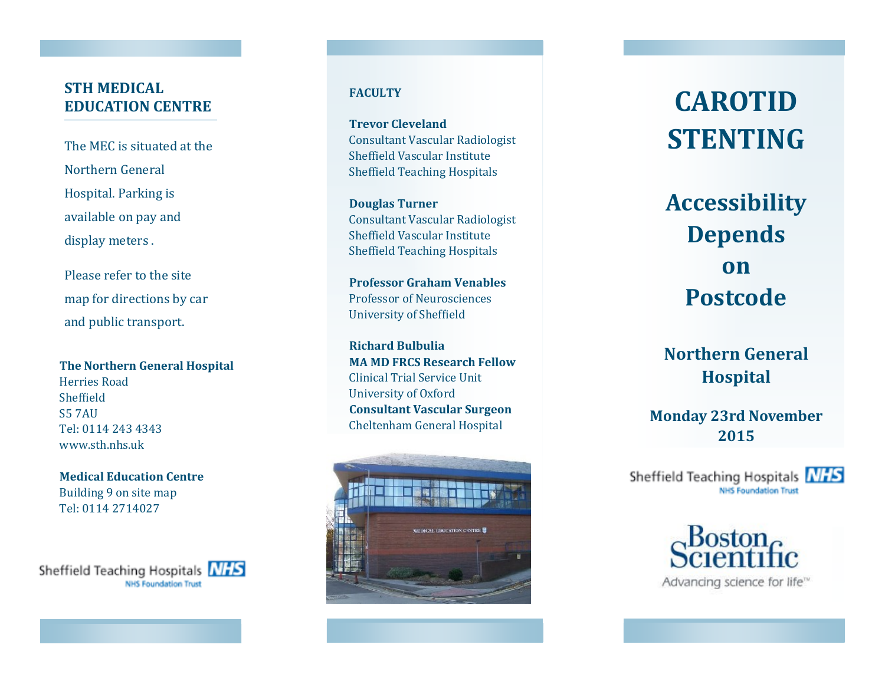## STH MEDICAL EDUCATION CENTRE

The MEC is situated at the Northern General Hospital. Parking is available on pay and display meters .

Please refer to the site map for directions by car and public transport.

**The Northern General Hospital**
Herries Road
Sheffield
S5 7AU
Tel: 0114 243 4343
www.sth.nhs.uk

**Medical Education Centre**
Building 9 on site map
Tel: 0114 2714027

Sheffield Teaching Hospitals NHS
NHS Foundation Trust

### FACULTY

**Trevor Cleveland**
Consultant Vascular Radiologist
Sheffield Vascular Institute
Sheffield Teaching Hospitals

**Douglas Turner**
Consultant Vascular Radiologist
Sheffield Vascular Institute
Sheffield Teaching Hospitals

**Professor Graham Venables**
Professor of Neurosciences
University of Sheffield

**Richard Bulbulia**
**MA MD FRCS Research Fellow**
Clinical Trial Service Unit
University of Oxford
**Consultant Vascular Surgeon**
Cheltenham General Hospital

# CAROTID STENTING

## Accessibility Depends on Postcode

### Northern General Hospital

### Monday 23rd November 2015

Sheffield Teaching Hospitals NHS
NHS Foundation Trust

Boston Scientific
Advancing science for life™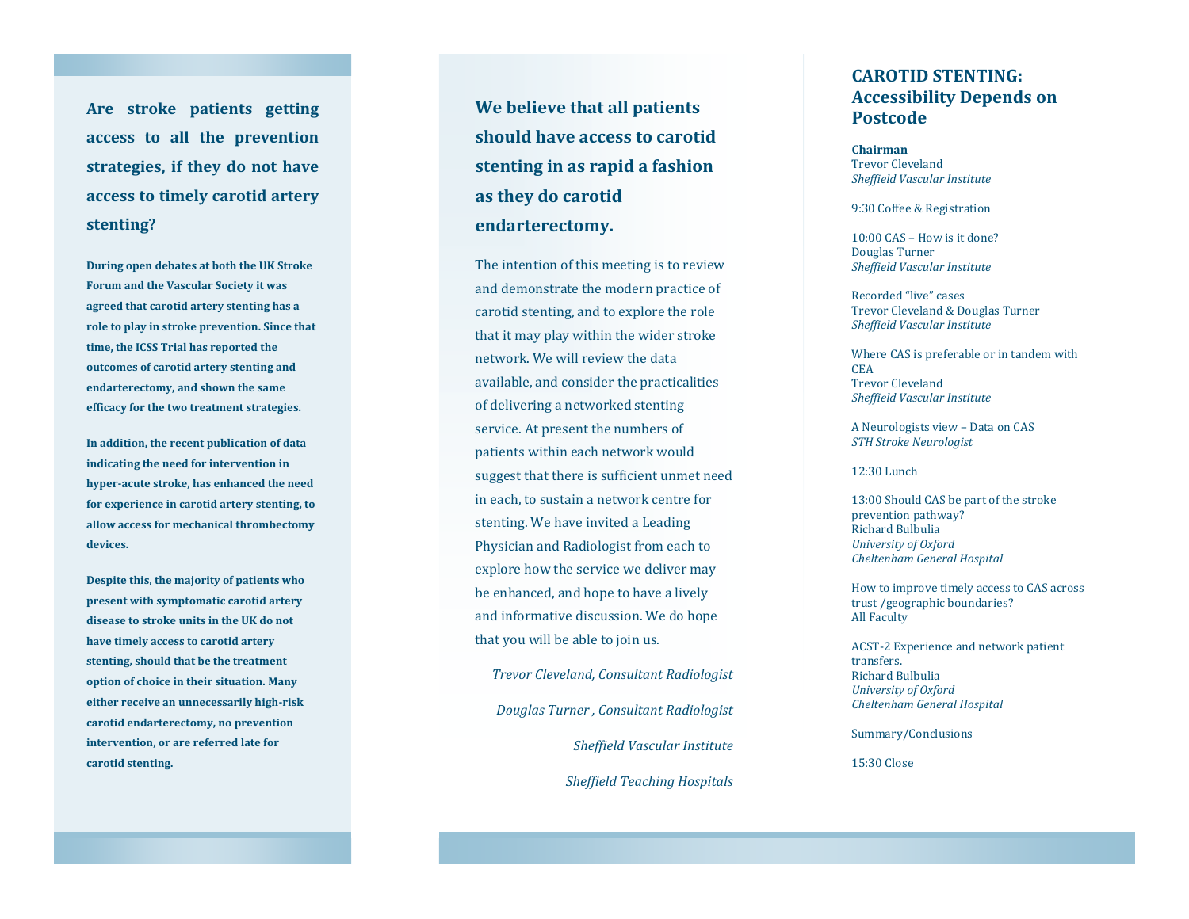## Are stroke patients getting access to all the prevention strategies, if they do not have access to timely carotid artery stenting?

**During open debates at both the UK Stroke Forum and the Vascular Society it was agreed that carotid artery stenting has a role to play in stroke prevention. Since that time, the ICSS Trial has reported the outcomes of carotid artery stenting and endarterectomy, and shown the same efficacy for the two treatment strategies.**

**In addition, the recent publication of data indicating the need for intervention in hyper-acute stroke, has enhanced the need for experience in carotid artery stenting, to allow access for mechanical thrombectomy devices.**

**Despite this, the majority of patients who present with symptomatic carotid artery disease to stroke units in the UK do not have timely access to carotid artery stenting, should that be the treatment option of choice in their situation. Many either receive an unnecessarily high-risk carotid endarterectomy, no prevention intervention, or are referred late for carotid stenting.**

## We believe that all patients should have access to carotid stenting in as rapid a fashion as they do carotid endarterectomy.

The intention of this meeting is to review and demonstrate the modern practice of carotid stenting, and to explore the role that it may play within the wider stroke network. We will review the data available, and consider the practicalities of delivering a networked stenting service. At present the numbers of patients within each network would suggest that there is sufficient unmet need in each, to sustain a network centre for stenting. We have invited a Leading Physician and Radiologist from each to explore how the service we deliver may be enhanced, and hope to have a lively and informative discussion. We do hope that you will be able to join us.

*Trevor Cleveland, Consultant Radiologist*

*Douglas Turner , Consultant Radiologist*

*Sheffield Vascular Institute*

*Sheffield Teaching Hospitals*

## CAROTID STENTING: Accessibility Depends on Postcode

**Chairman**
Trevor Cleveland
*Sheffield Vascular Institute*

9:30 Coffee & Registration

10:00 CAS – How is it done?
Douglas Turner
*Sheffield Vascular Institute*

Recorded "live" cases
Trevor Cleveland & Douglas Turner
*Sheffield Vascular Institute*

Where CAS is preferable or in tandem with CEA
Trevor Cleveland
*Sheffield Vascular Institute*

A Neurologists view – Data on CAS
*STH Stroke Neurologist*

12:30 Lunch

13:00 Should CAS be part of the stroke prevention pathway?
Richard Bulbulia
*University of Oxford*
*Cheltenham General Hospital*

How to improve timely access to CAS across trust /geographic boundaries?
All Faculty

ACST-2 Experience and network patient transfers.
Richard Bulbulia
*University of Oxford*
*Cheltenham General Hospital*

Summary/Conclusions

15:30 Close